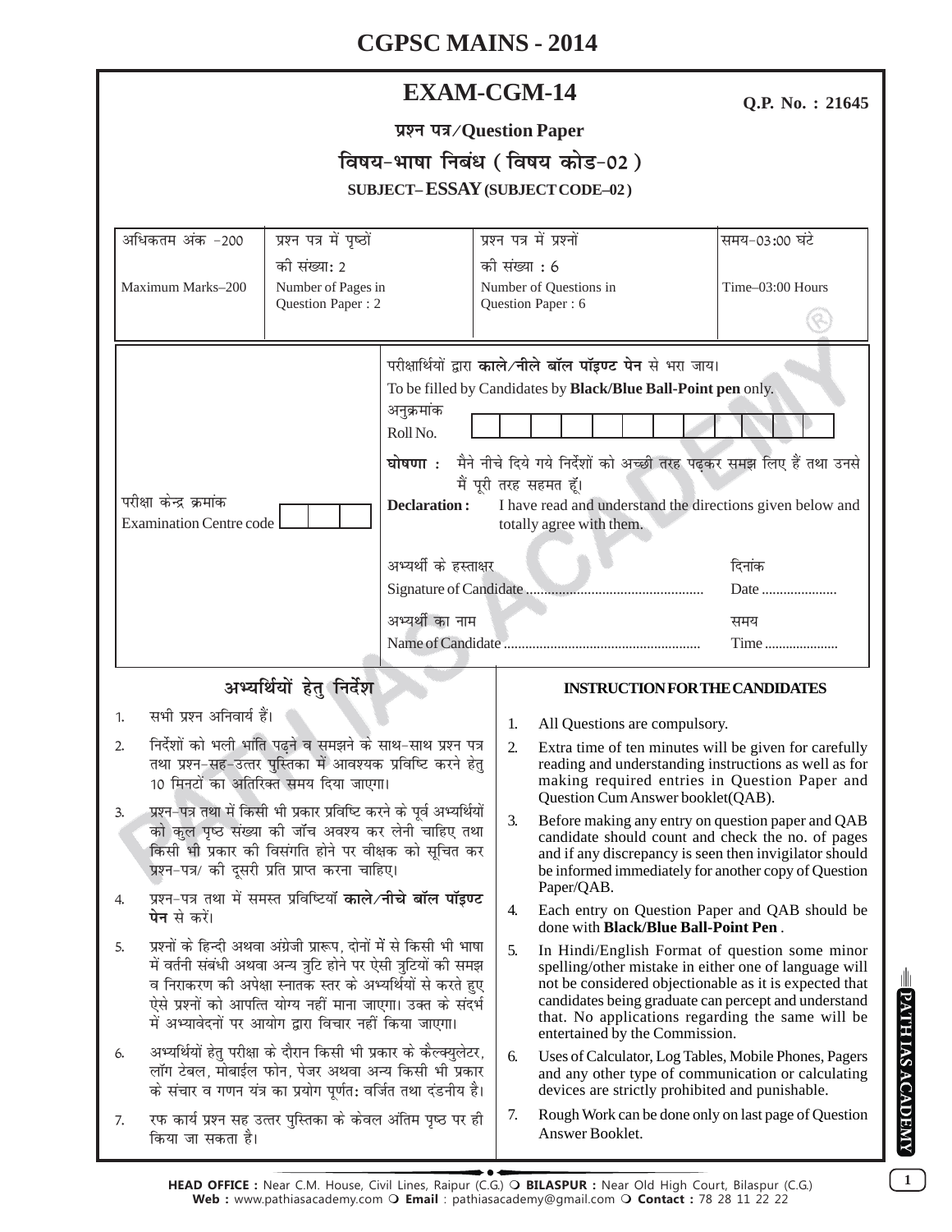# CGPSC MAINS - 2014

## EXAM-CGM-14

Q.P. No. : 21645

प्रश्न पत्र/Question Paper

विषय-भाषा निबंध ( विषय कोड-02 )

SUBJECT– ESSAY (SUBJECT CODE–02)

| अधिकतम अंक -200 Maximum Marks–200 | प्रश्न पत्र में पृष्ठों की संख्या: 2 Number of Pages in Question Paper : 2 | प्रश्न पत्र में प्रश्नों की संख्या : 6 Number of Questions in Question Paper : 6 | समय-03:00 घंटे Time–03:00 Hours |
|---|---|---|---|

परीक्षार्थियों द्वारा **काले/नीले बॉल पॉइण्ट पेन** से भरा जाय।
To be filled by Candidates by **Black/Blue Ball-Point pen** only.

अनुक्रमांक
Roll No.

**घोषणा :** मैने नीचे दिये गये निर्देशों को अच्छी तरह पढ़कर समझ लिए हैं तथा उनसे मैं पूरी तरह सहमत हूँ।

**Declaration :** I have read and understand the directions given below and totally agree with them.

परीक्षा केन्द्र क्रमांक
Examination Centre code

अभ्यर्थी के हस्ताक्षर
Signature of Candidate ................................................ दिनांक Date ....................

अभ्यर्थी का नाम
Name of Candidate ...................................................... समय Time ....................

### अभ्यर्थियों हेतु निर्देश

1. सभी प्रश्न अनिवार्य हैं।
2. निर्देशों को भली भांति पढ़ने व समझने के साथ-साथ प्रश्न पत्र तथा प्रश्न-सह-उत्तर पुस्तिका में आवश्यक प्रविष्टि करने हेतु 10 मिनटों का अतिरिक्त समय दिया जाएगा।
3. प्रश्न-पत्र तथा में किसी भी प्रकार प्रविष्टि करने के पूर्व अभ्यर्थियों को कुल पृष्ठ संख्या की जाँच अवश्य कर लेनी चाहिए तथा किसी भी प्रकार की विसंगति होने पर वीक्षक को सूचित कर प्रश्न-पत्र/ की दूसरी प्रति प्राप्त करना चाहिए।
4. प्रश्न-पत्र तथा में समस्त प्रविष्टियाँ **काले/नीचे बॉल पॉइण्ट पेन** से करें।
5. प्रश्नों के हिन्दी अथवा अंग्रेजी प्रारूप, दोनों में से किसी भी भाषा में वर्तनी संबंधी अथवा अन्य त्रुटि होने पर ऐसी त्रुटियों की समझ व निराकरण की अपेक्षा स्नातक स्तर के अभ्यर्थियों से करते हुए ऐसे प्रश्नों को आपत्ति योग्य नहीं माना जाएगा। उक्त के संदर्भ में अभ्यावेदनों पर आयोग द्वारा विचार नहीं किया जाएगा।
6. अभ्यर्थियों हेतु परीक्षा के दौरान किसी भी प्रकार के कैल्क्युलेटर, लॉग टेबल, मोबाईल फोन, पेजर अथवा अन्य किसी भी प्रकार के संचार व गणन यंत्र का प्रयोग पूर्णतः वर्जित तथा दंडनीय है।
7. रफ कार्य प्रश्न सह उत्तर पुस्तिका के केवल अंतिम पृष्ठ पर ही किया जा सकता है।

### INSTRUCTION FOR THE CANDIDATES

1. All Questions are compulsory.
2. Extra time of ten minutes will be given for carefully reading and understanding instructions as well as for making required entries in Question Paper and Question Cum Answer booklet(QAB).
3. Before making any entry on question paper and QAB candidate should count and check the no. of pages and if any discrepancy is seen then invigilator should be informed immediately for another copy of Question Paper/QAB.
4. Each entry on Question Paper and QAB should be done with **Black/Blue Ball-Point Pen** .
5. In Hindi/English Format of question some minor spelling/other mistake in either one of language will not be considered objectionable as it is expected that candidates being graduate can percept and understand that. No applications regarding the same will be entertained by the Commission.
6. Uses of Calculator, Log Tables, Mobile Phones, Pagers and any other type of communication or calculating devices are strictly prohibited and punishable.
7. Rough Work can be done only on last page of Question Answer Booklet.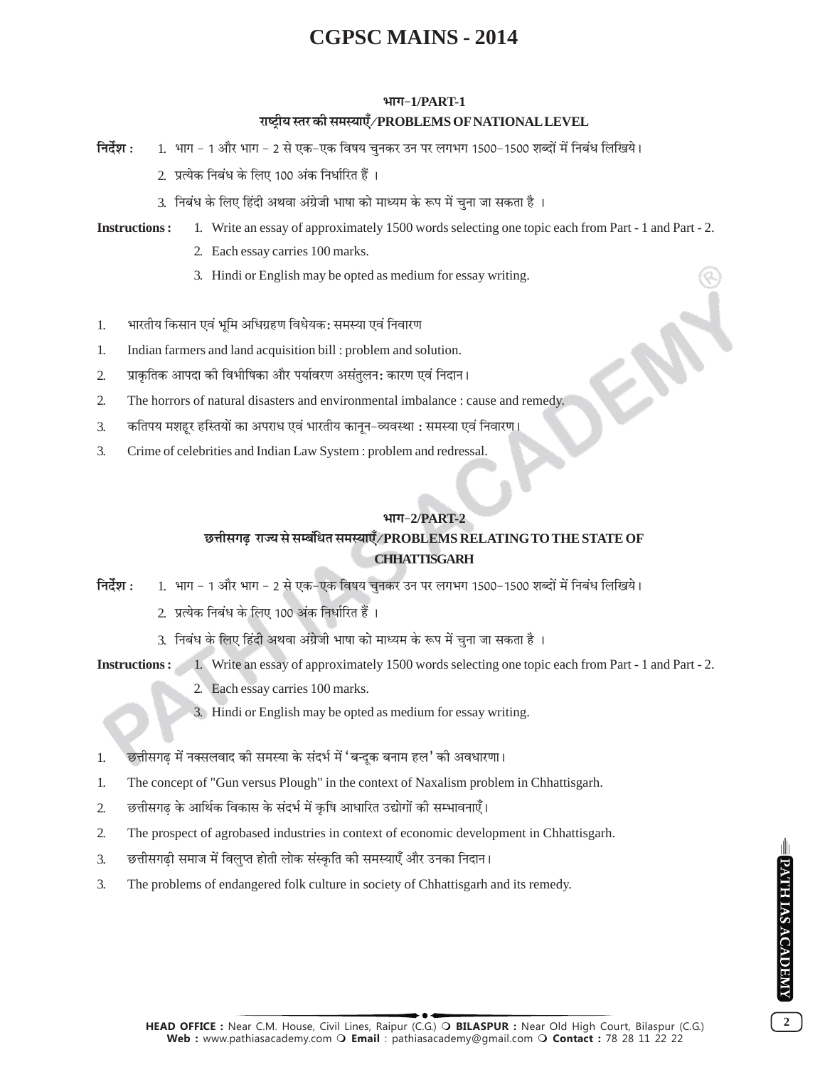# CGPSC MAINS - 2014

## भाग-1/PART-1

### राष्ट्रीय स्तर की समस्याएँ/PROBLEMS OF NATIONAL LEVEL

**निर्देश :**
1. भाग - 1 और भाग - 2 से एक-एक विषय चुनकर उन पर लगभग 1500-1500 शब्दों में निबंध लिखिये।
2. प्रत्येक निबंध के लिए 100 अंक निर्धारित हैं ।
3. निबंध के लिए हिंदी अथवा अंग्रेजी भाषा को माध्यम के रूप में चुना जा सकता है ।

**Instructions :**
1. Write an essay of approximately 1500 words selecting one topic each from Part - 1 and Part - 2.
2. Each essay carries 100 marks.
3. Hindi or English may be opted as medium for essay writing.

1. भारतीय किसान एवं भूमि अधिग्रहण विधेयक: समस्या एवं निवारण
1. Indian farmers and land acquisition bill : problem and solution.
2. प्राकृतिक आपदा की विभीषिका और पर्यावरण असंतुलन: कारण एवं निदान।
2. The horrors of natural disasters and environmental imbalance : cause and remedy.
3. कतिपय मशहूर हस्तियों का अपराध एवं भारतीय कानून-व्यवस्था : समस्या एवं निवारण।
3. Crime of celebrities and Indian Law System : problem and redressal.

## भाग-2/PART-2

### छत्तीसगढ़ राज्य से सम्बंधित समस्याएँ/PROBLEMS RELATING TO THE STATE OF CHHATTISGARH

**निर्देश :**
1. भाग - 1 और भाग - 2 से एक-एक विषय चुनकर उन पर लगभग 1500-1500 शब्दों में निबंध लिखिये।
2. प्रत्येक निबंध के लिए 100 अंक निर्धारित हैं ।
3. निबंध के लिए हिंदी अथवा अंग्रेजी भाषा को माध्यम के रूप में चुना जा सकता है ।

**Instructions :**
1. Write an essay of approximately 1500 words selecting one topic each from Part - 1 and Part - 2.
2. Each essay carries 100 marks.
3. Hindi or English may be opted as medium for essay writing.

1. छत्तीसगढ़ में नक्सलवाद की समस्या के संदर्भ में 'बन्दूक बनाम हल' की अवधारणा।
1. The concept of "Gun versus Plough" in the context of Naxalism problem in Chhattisgarh.
2. छत्तीसगढ़ के आर्थिक विकास के संदर्भ में कृषि आधारित उद्योगों की सम्भावनाएँ।
2. The prospect of agrobased industries in context of economic development in Chhattisgarh.
3. छत्तीसगढ़ी समाज में विलुप्त होती लोक संस्कृति की समस्याएँ और उनका निदान।
3. The problems of endangered folk culture in society of Chhattisgarh and its remedy.